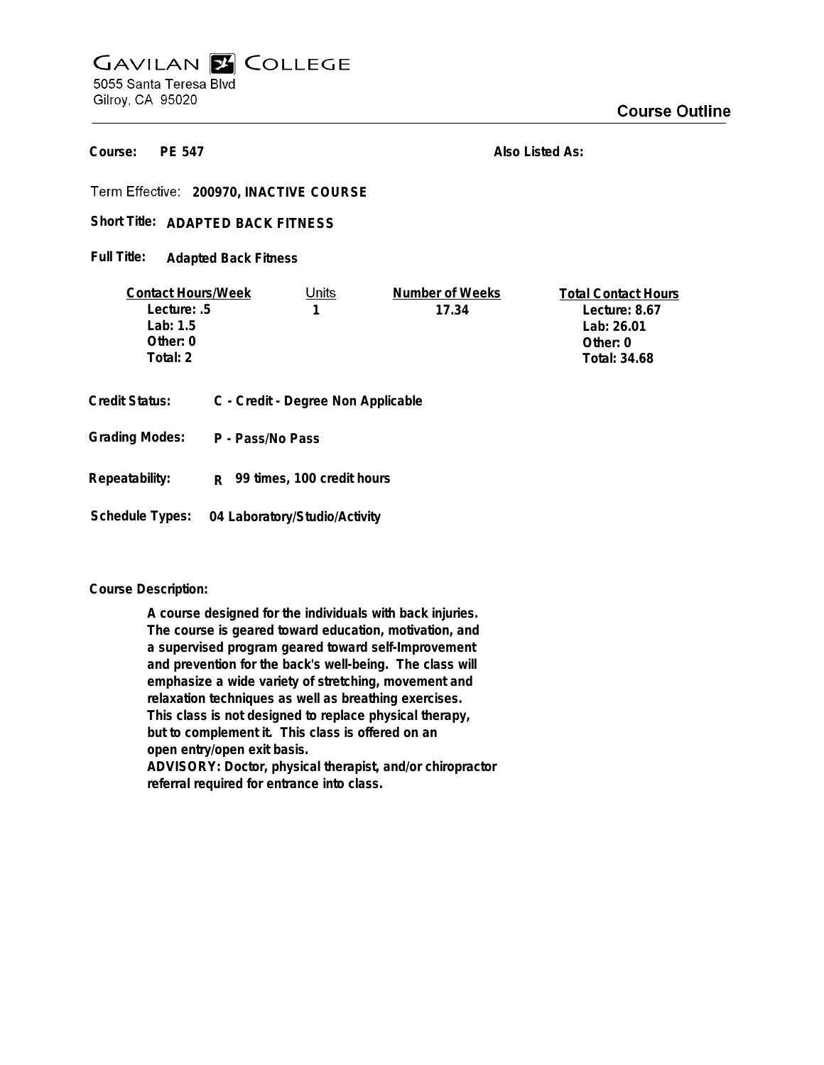# GAVILAN COLLEGE

5055 Santa Teresa Blvd
Gilroy, CA 95020

## Course Outline

**Course:** PE 547

**Also Listed As:**

**Term Effective:** 200970, INACTIVE COURSE

**Short Title:** ADAPTED BACK FITNESS

**Full Title:** Adapted Back Fitness

| Contact Hours/Week | Units | Number of Weeks | Total Contact Hours |
|---|---|---|---|
| Lecture: .5 | 1 | 17.34 | Lecture: 8.67 |
| Lab: 1.5 | | | Lab: 26.01 |
| Other: 0 | | | Other: 0 |
| Total: 2 | | | Total: 34.68 |

**Credit Status:** C - Credit - Degree Non Applicable

**Grading Modes:** P - Pass/No Pass

**Repeatability:** R 99 times, 100 credit hours

**Schedule Types:** 04 Laboratory/Studio/Activity

**Course Description:**

A course designed for the individuals with back injuries. The course is geared toward education, motivation, and a supervised program geared toward self-Improvement and prevention for the back's well-being. The class will emphasize a wide variety of stretching, movement and relaxation techniques as well as breathing exercises. This class is not designed to replace physical therapy, but to complement it. This class is offered on an open entry/open exit basis.
ADVISORY: Doctor, physical therapist, and/or chiropractor referral required for entrance into class.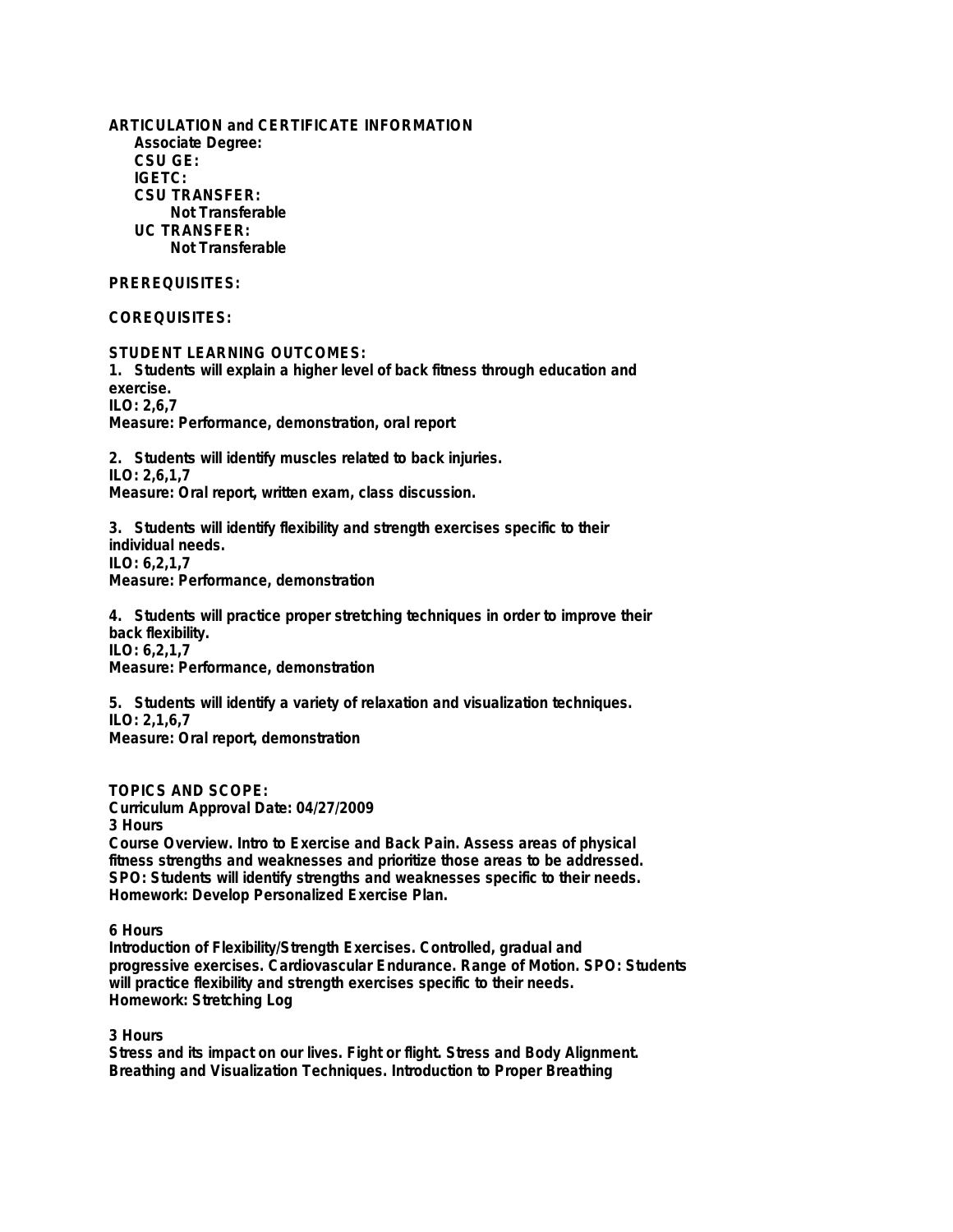**ARTICULATION and CERTIFICATE INFORMATION**

- **Associate Degree:**
- **CSU GE:**
- **IGETC:**
- **CSU TRANSFER:**
  - **Not Transferable**
- **UC TRANSFER:**
  - **Not Transferable**

**PREREQUISITES:**

**COREQUISITES:**

**STUDENT LEARNING OUTCOMES:**

1. Students will explain a higher level of back fitness through education and exercise.
ILO: 2,6,7
Measure: Performance, demonstration, oral report

2. Students will identify muscles related to back injuries.
ILO: 2,6,1,7
Measure: Oral report, written exam, class discussion.

3. Students will identify flexibility and strength exercises specific to their individual needs.
ILO: 6,2,1,7
Measure: Performance, demonstration

4. Students will practice proper stretching techniques in order to improve their back flexibility.
ILO: 6,2,1,7
Measure: Performance, demonstration

5. Students will identify a variety of relaxation and visualization techniques.
ILO: 2,1,6,7
Measure: Oral report, demonstration

**TOPICS AND SCOPE:**

Curriculum Approval Date: 04/27/2009

3 Hours
Course Overview. Intro to Exercise and Back Pain. Assess areas of physical fitness strengths and weaknesses and prioritize those areas to be addressed.
SPO: Students will identify strengths and weaknesses specific to their needs.
Homework: Develop Personalized Exercise Plan.

6 Hours
Introduction of Flexibility/Strength Exercises. Controlled, gradual and progressive exercises. Cardiovascular Endurance. Range of Motion. SPO: Students will practice flexibility and strength exercises specific to their needs.
Homework: Stretching Log

3 Hours
Stress and its impact on our lives. Fight or flight. Stress and Body Alignment. Breathing and Visualization Techniques. Introduction to Proper Breathing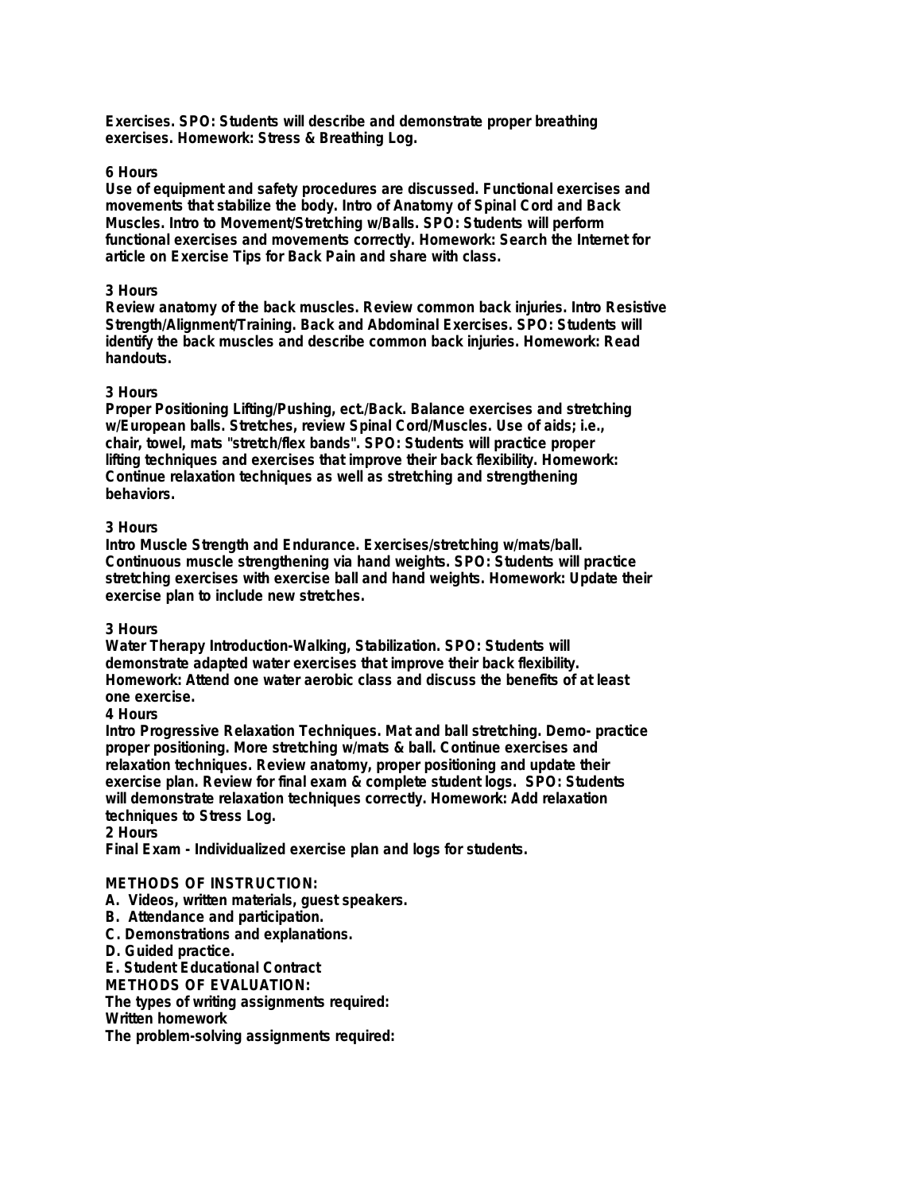**Exercises. SPO: Students will describe and demonstrate proper breathing exercises. Homework: Stress & Breathing Log.**

**6 Hours**
**Use of equipment and safety procedures are discussed. Functional exercises and movements that stabilize the body. Intro of Anatomy of Spinal Cord and Back Muscles. Intro to Movement/Stretching w/Balls. SPO: Students will perform functional exercises and movements correctly. Homework: Search the Internet for article on Exercise Tips for Back Pain and share with class.**

**3 Hours**
**Review anatomy of the back muscles. Review common back injuries. Intro Resistive Strength/Alignment/Training. Back and Abdominal Exercises. SPO: Students will identify the back muscles and describe common back injuries. Homework: Read handouts.**

**3 Hours**
**Proper Positioning Lifting/Pushing, ect./Back. Balance exercises and stretching w/European balls. Stretches, review Spinal Cord/Muscles. Use of aids; i.e., chair, towel, mats "stretch/flex bands". SPO: Students will practice proper lifting techniques and exercises that improve their back flexibility. Homework: Continue relaxation techniques as well as stretching and strengthening behaviors.**

**3 Hours**
**Intro Muscle Strength and Endurance. Exercises/stretching w/mats/ball. Continuous muscle strengthening via hand weights. SPO: Students will practice stretching exercises with exercise ball and hand weights. Homework: Update their exercise plan to include new stretches.**

**3 Hours**
**Water Therapy Introduction-Walking, Stabilization. SPO: Students will demonstrate adapted water exercises that improve their back flexibility. Homework: Attend one water aerobic class and discuss the benefits of at least one exercise.**
**4 Hours**
**Intro Progressive Relaxation Techniques. Mat and ball stretching. Demo- practice proper positioning. More stretching w/mats & ball. Continue exercises and relaxation techniques. Review anatomy, proper positioning and update their exercise plan. Review for final exam & complete student logs. SPO: Students will demonstrate relaxation techniques correctly. Homework: Add relaxation techniques to Stress Log.**
**2 Hours**
**Final Exam - Individualized exercise plan and logs for students.**

**METHODS OF INSTRUCTION:**
**A. Videos, written materials, guest speakers.**
**B. Attendance and participation.**
**C. Demonstrations and explanations.**
**D. Guided practice.**
**E. Student Educational Contract**
**METHODS OF EVALUATION:**
**The types of writing assignments required:**
**Written homework**
**The problem-solving assignments required:**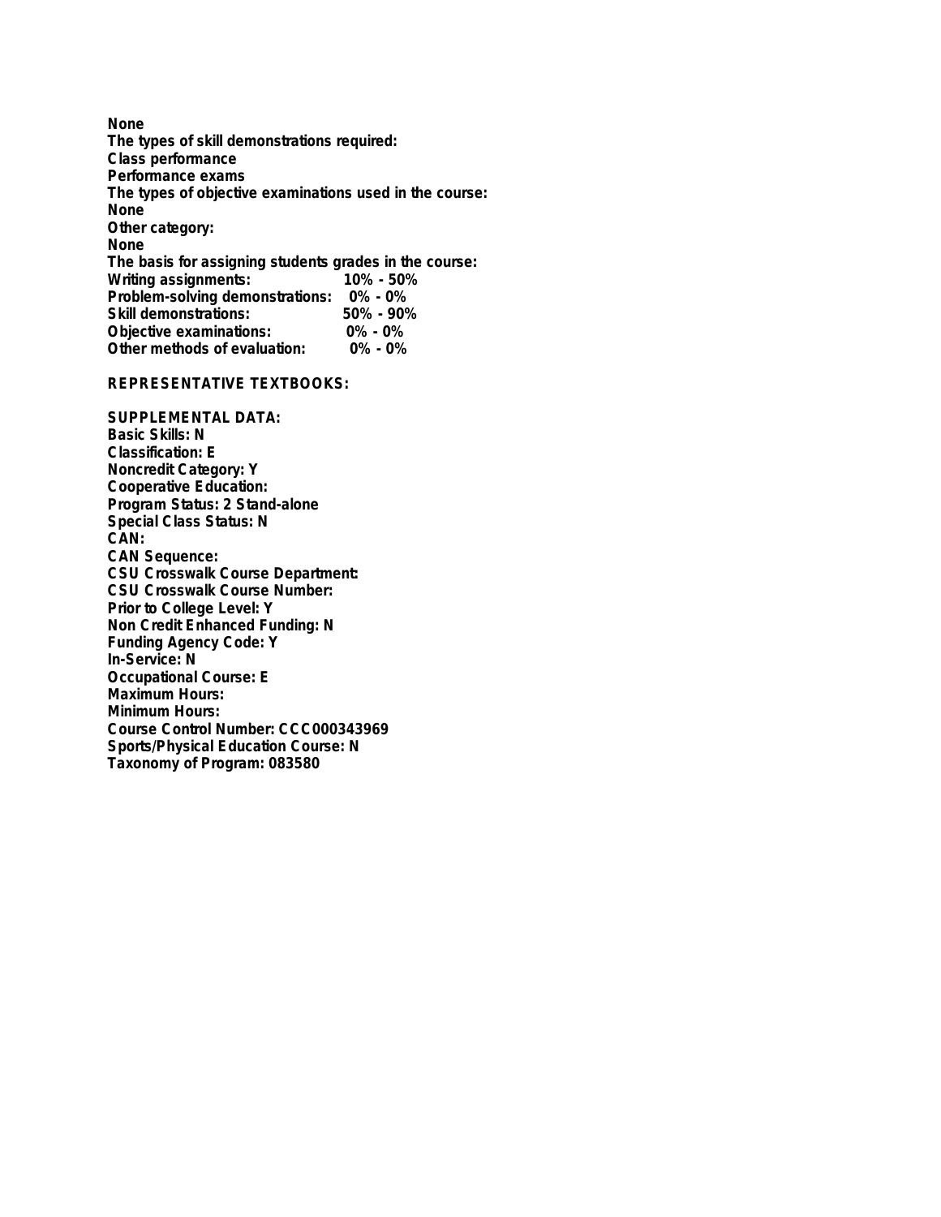**None**
**The types of skill demonstrations required:**
**Class performance**
**Performance exams**
**The types of objective examinations used in the course:**
**None**
**Other category:**
**None**
**The basis for assigning students grades in the course:**

| | |
|---|---|
| **Writing assignments:** | **10% - 50%** |
| **Problem-solving demonstrations:** | **0% - 0%** |
| **Skill demonstrations:** | **50% - 90%** |
| **Objective examinations:** | **0% - 0%** |
| **Other methods of evaluation:** | **0% - 0%** |

**REPRESENTATIVE TEXTBOOKS:**

**SUPPLEMENTAL DATA:**
**Basic Skills: N**
**Classification: E**
**Noncredit Category: Y**
**Cooperative Education:**
**Program Status: 2 Stand-alone**
**Special Class Status: N**
**CAN:**
**CAN Sequence:**
**CSU Crosswalk Course Department:**
**CSU Crosswalk Course Number:**
**Prior to College Level: Y**
**Non Credit Enhanced Funding: N**
**Funding Agency Code: Y**
**In-Service: N**
**Occupational Course: E**
**Maximum Hours:**
**Minimum Hours:**
**Course Control Number: CCC000343969**
**Sports/Physical Education Course: N**
**Taxonomy of Program: 083580**